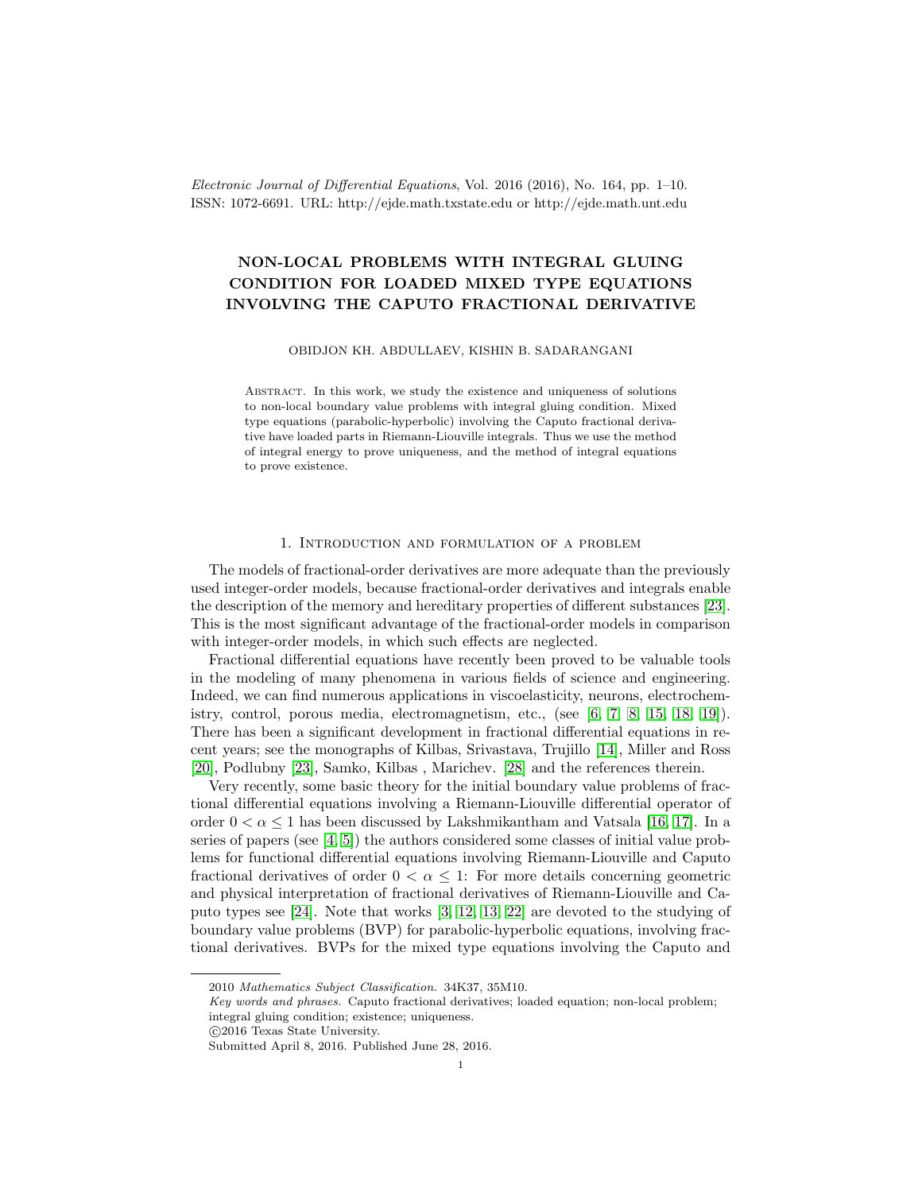# NON-LOCAL PROBLEMS WITH INTEGRAL GLUING CONDITION FOR LOADED MIXED TYPE EQUATIONS INVOLVING THE CAPUTO FRACTIONAL DERIVATIVE

OBIDJON KH. ABDULLAEV, KISHIN B. SADARANGANI

Abstract. In this work, we study the existence and uniqueness of solutions to non-local boundary value problems with integral gluing condition. Mixed type equations (parabolic-hyperbolic) involving the Caputo fractional derivative have loaded parts in Riemann-Liouville integrals. Thus we use the method of integral energy to prove uniqueness, and the method of integral equations to prove existence.

## 1. Introduction and formulation of a problem

The models of fractional-order derivatives are more adequate than the previously used integer-order models, because fractional-order derivatives and integrals enable the description of the memory and hereditary properties of different substances [23]. This is the most significant advantage of the fractional-order models in comparison with integer-order models, in which such effects are neglected.

Fractional differential equations have recently been proved to be valuable tools in the modeling of many phenomena in various fields of science and engineering. Indeed, we can find numerous applications in viscoelasticity, neurons, electrochemistry, control, porous media, electromagnetism, etc., (see [6, 7, 8, 15, 18, 19]). There has been a significant development in fractional differential equations in recent years; see the monographs of Kilbas, Srivastava, Trujillo [14], Miller and Ross [20], Podlubny [23], Samko, Kilbas , Marichev. [28] and the references therein.

Very recently, some basic theory for the initial boundary value problems of fractional differential equations involving a Riemann-Liouville differential operator of order $0 < \alpha \leq 1$ has been discussed by Lakshmikantham and Vatsala [16, 17]. In a series of papers (see [4, 5]) the authors considered some classes of initial value problems for functional differential equations involving Riemann-Liouville and Caputo fractional derivatives of order $0 < \alpha \leq 1$: For more details concerning geometric and physical interpretation of fractional derivatives of Riemann-Liouville and Caputo types see [24]. Note that works [3, 12, 13, 22] are devoted to the studying of boundary value problems (BVP) for parabolic-hyperbolic equations, involving fractional derivatives. BVPs for the mixed type equations involving the Caputo and

---

2010 *Mathematics Subject Classification.* 34K37, 35M10.

*Key words and phrases.* Caputo fractional derivatives; loaded equation; non-local problem; integral gluing condition; existence; uniqueness.

©2016 Texas State University.

Submitted April 8, 2016. Published June 28, 2016.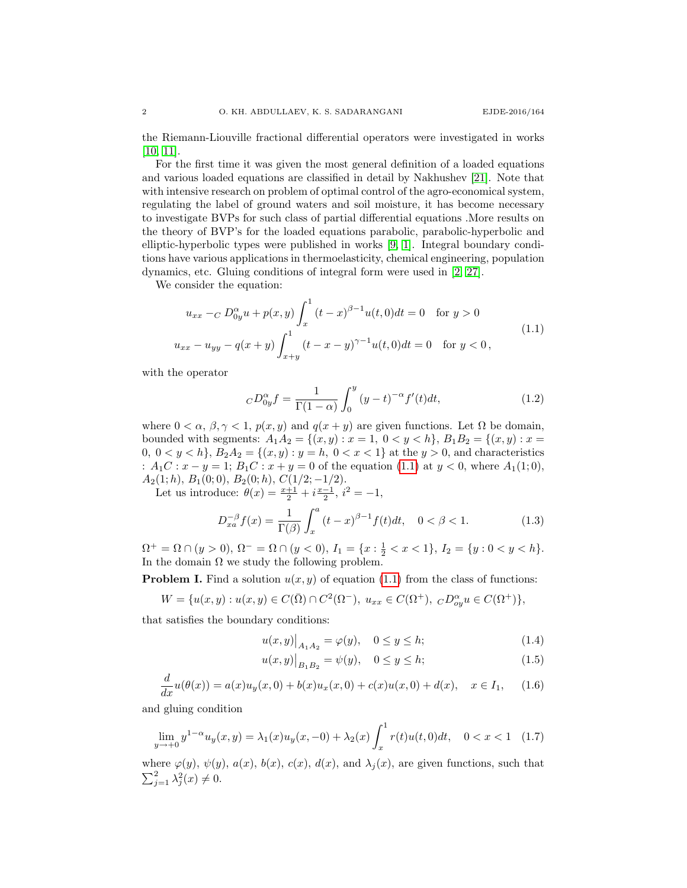the Riemann-Liouville fractional differential operators were investigated in works [10, 11].

For the first time it was given the most general definition of a loaded equations and various loaded equations are classified in detail by Nakhushev [21]. Note that with intensive research on problem of optimal control of the agro-economical system, regulating the label of ground waters and soil moisture, it has become necessary to investigate BVPs for such class of partial differential equations .More results on the theory of BVP's for the loaded equations parabolic, parabolic-hyperbolic and elliptic-hyperbolic types were published in works [9, 1]. Integral boundary conditions have various applications in thermoelasticity, chemical engineering, population dynamics, etc. Gluing conditions of integral form were used in [2, 27].

We consider the equation:

$$
\begin{gathered}
u_{xx} - {}_C D_{0y}^{\alpha} u + p(x,y)\int_x^1 (t-x)^{\beta-1} u(t,0)dt = 0 \quad \text{for } y>0 \\
u_{xx} - u_{yy} - q(x+y)\int_{x+y}^1 (t-x-y)^{\gamma-1} u(t,0)dt = 0 \quad \text{for } y<0\,,
\end{gathered} \tag{1.1}
$$

with the operator

$$
{}_C D_{0y}^{\alpha} f = \frac{1}{\Gamma(1-\alpha)}\int_0^y (y-t)^{-\alpha} f'(t)dt, \tag{1.2}
$$

where $0<\alpha,\ \beta,\gamma<1$, $p(x,y)$ and $q(x+y)$ are given functions. Let $\Omega$ be domain, bounded with segments: $A_1A_2 = \{(x,y): x=1,\ 0<y<h\}$, $B_1B_2 = \{(x,y): x=0,\ 0<y<h\}$, $B_2A_2 = \{(x,y): y=h,\ 0<x<1\}$ at the $y>0$, and characteristics : $A_1C: x-y=1$; $B_1C: x+y=0$ of the equation (1.1) at $y<0$, where $A_1(1;0)$, $A_2(1;h)$, $B_1(0;0)$, $B_2(0;h)$, $C(1/2;-1/2)$.

Let us introduce: $\theta(x) = \frac{x+1}{2} + i\frac{x-1}{2}$, $i^2=-1$,

$$
D_{xa}^{-\beta} f(x) = \frac{1}{\Gamma(\beta)}\int_x^a (t-x)^{\beta-1} f(t)dt, \quad 0<\beta<1. \tag{1.3}
$$

$\Omega^+ = \Omega\cap(y>0)$, $\Omega^- = \Omega\cap(y<0)$, $I_1 = \{x: \frac12<x<1\}$, $I_2=\{y: 0<y<h\}$. In the domain $\Omega$ we study the following problem.

**Problem I.** Find a solution $u(x,y)$ of equation (1.1) from the class of functions:

$$
W = \{u(x,y): u(x,y)\in C(\bar\Omega)\cap C^2(\Omega^-),\ u_{xx}\in C(\Omega^+),\ {}_C D_{oy}^{\alpha} u\in C(\Omega^+)\},
$$

that satisfies the boundary conditions:

$$
u(x,y)\big|_{A_1A_2} = \varphi(y), \quad 0\le y\le h; \tag{1.4}
$$

$$
u(x,y)\big|_{B_1B_2} = \psi(y), \quad 0\le y\le h; \tag{1.5}
$$

$$
\frac{d}{dx}u(\theta(x)) = a(x)u_y(x,0) + b(x)u_x(x,0) + c(x)u(x,0) + d(x), \quad x\in I_1, \tag{1.6}
$$

and gluing condition

$$
\lim_{y\to+0} y^{1-\alpha}u_y(x,y) = \lambda_1(x)u_y(x,-0) + \lambda_2(x)\int_x^1 r(t)u(t,0)dt, \quad 0<x<1 \tag{1.7}
$$

where $\varphi(y)$, $\psi(y)$, $a(x)$, $b(x)$, $c(x)$, $d(x)$, and $\lambda_j(x)$, are given functions, such that $\sum_{j=1}^2 \lambda_j^2(x)\neq 0$.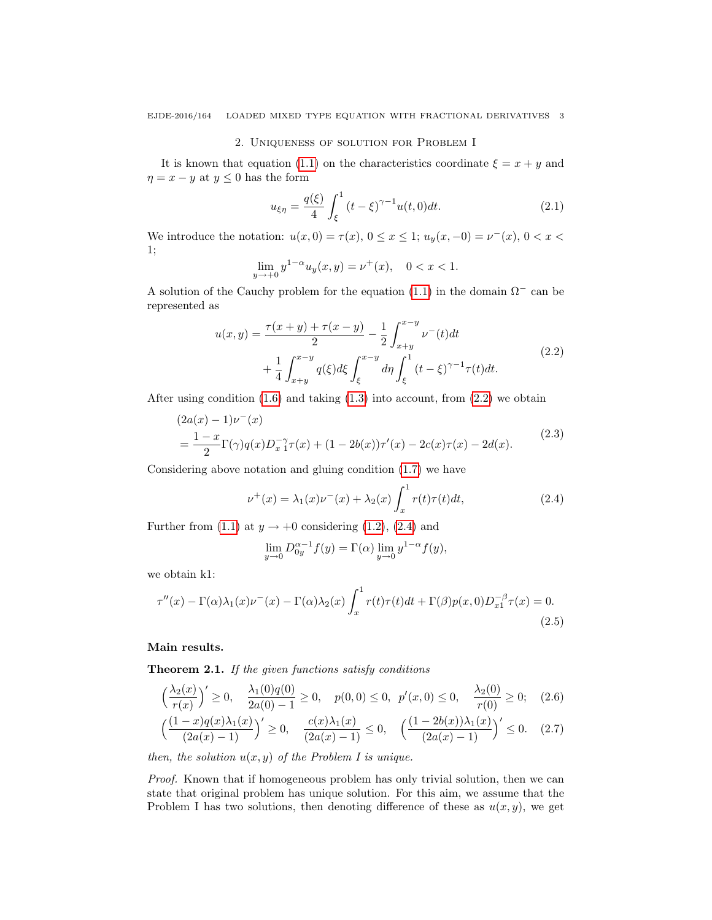## 2. Uniqueness of solution for Problem I

It is known that equation (1.1) on the characteristics coordinate $\xi = x + y$ and $\eta = x - y$ at $y \le 0$ has the form

$$u_{\xi\eta} = \frac{q(\xi)}{4} \int_{\xi}^{1} (t - \xi)^{\gamma - 1} u(t, 0) dt. \tag{2.1}$$

We introduce the notation: $u(x, 0) = \tau(x)$, $0 \le x \le 1$; $u_y(x, -0) = \nu^-(x)$, $0 < x < 1$;

$$\lim_{y \to +0} y^{1-\alpha} u_y(x, y) = \nu^+(x), \quad 0 < x < 1.$$

A solution of the Cauchy problem for the equation (1.1) in the domain $\Omega^-$ can be represented as

$$\begin{aligned} u(x, y) &= \frac{\tau(x + y) + \tau(x - y)}{2} - \frac{1}{2} \int_{x+y}^{x-y} \nu^-(t) dt \\ &\quad + \frac{1}{4} \int_{x+y}^{x-y} q(\xi) d\xi \int_{\xi}^{x-y} d\eta \int_{\xi}^{1} (t - \xi)^{\gamma - 1} \tau(t) dt. \end{aligned} \tag{2.2}$$

After using condition (1.6) and taking (1.3) into account, from (2.2) we obtain

$$\begin{aligned} &(2a(x) - 1)\nu^-(x) \\ &= \frac{1 - x}{2} \Gamma(\gamma) q(x) D_{x\,1}^{-\gamma} \tau(x) + (1 - 2b(x))\tau'(x) - 2c(x)\tau(x) - 2d(x). \end{aligned} \tag{2.3}$$

Considering above notation and gluing condition (1.7) we have

$$\nu^+(x) = \lambda_1(x)\nu^-(x) + \lambda_2(x) \int_x^1 r(t)\tau(t) dt, \tag{2.4}$$

Further from (1.1) at $y \to +0$ considering (1.2), (2.4) and

$$\lim_{y \to 0} D_{0y}^{\alpha - 1} f(y) = \Gamma(\alpha) \lim_{y \to 0} y^{1-\alpha} f(y),$$

we obtain k1:

$$\tau''(x) - \Gamma(\alpha)\lambda_1(x)\nu^-(x) - \Gamma(\alpha)\lambda_2(x) \int_x^1 r(t)\tau(t) dt + \Gamma(\beta) p(x, 0) D_{x1}^{-\beta} \tau(x) = 0. \tag{2.5}$$

**Main results.**

**Theorem 2.1.** *If the given functions satisfy conditions*

$$\Big(\frac{\lambda_2(x)}{r(x)}\Big)' \ge 0, \quad \frac{\lambda_1(0)q(0)}{2a(0) - 1} \ge 0, \quad p(0, 0) \le 0, \;\; p'(x, 0) \le 0, \quad \frac{\lambda_2(0)}{r(0)} \ge 0; \tag{2.6}$$

$$\Big(\frac{(1 - x)q(x)\lambda_1(x)}{(2a(x) - 1)}\Big)' \ge 0, \quad \frac{c(x)\lambda_1(x)}{(2a(x) - 1)} \le 0, \quad \Big(\frac{(1 - 2b(x))\lambda_1(x)}{(2a(x) - 1)}\Big)' \le 0. \tag{2.7}$$

*then, the solution $u(x, y)$ of the Problem I is unique.*

*Proof.* Known that if homogeneous problem has only trivial solution, then we can state that original problem has unique solution. For this aim, we assume that the Problem I has two solutions, then denoting difference of these as $u(x, y)$, we get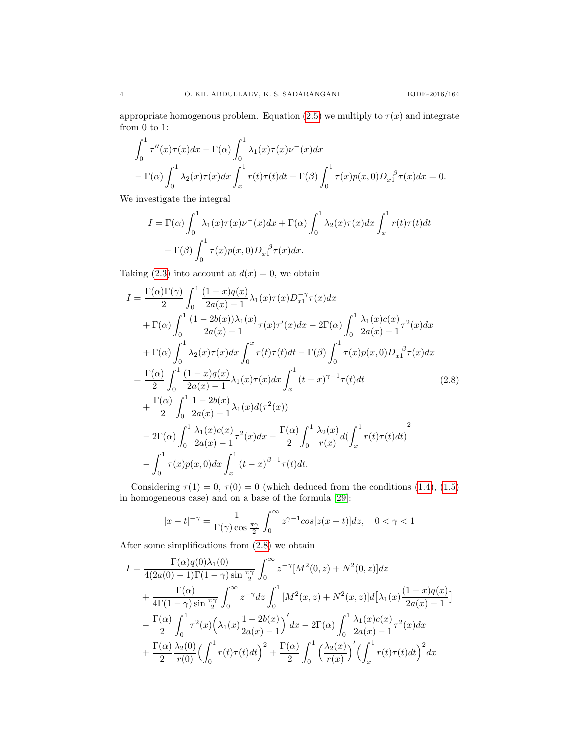appropriate homogenous problem. Equation (2.5) we multiply to $\tau(x)$ and integrate from 0 to 1:

$$
\begin{aligned}
&\int_0^1 \tau''(x)\tau(x)dx - \Gamma(\alpha)\int_0^1 \lambda_1(x)\tau(x)\nu^-(x)dx \\
&-\Gamma(\alpha)\int_0^1 \lambda_2(x)\tau(x)dx\int_x^1 r(t)\tau(t)dt + \Gamma(\beta)\int_0^1 \tau(x)p(x,0)D_{x1}^{-\beta}\tau(x)dx = 0.
\end{aligned}
$$

We investigate the integral

$$
\begin{aligned}
I = {}& \Gamma(\alpha)\int_0^1 \lambda_1(x)\tau(x)\nu^-(x)dx + \Gamma(\alpha)\int_0^1 \lambda_2(x)\tau(x)dx\int_x^1 r(t)\tau(t)dt \\
&-\Gamma(\beta)\int_0^1 \tau(x)p(x,0)D_{x1}^{-\beta}\tau(x)dx.
\end{aligned}
$$

Taking (2.3) into account at $d(x)=0$, we obtain

$$
\begin{aligned}
I = {}& \frac{\Gamma(\alpha)\Gamma(\gamma)}{2}\int_0^1 \frac{(1-x)q(x)}{2a(x)-1}\lambda_1(x)\tau(x)D_{x1}^{-\gamma}\tau(x)dx \\
&+\Gamma(\alpha)\int_0^1 \frac{(1-2b(x))\lambda_1(x)}{2a(x)-1}\tau(x)\tau'(x)dx - 2\Gamma(\alpha)\int_0^1 \frac{\lambda_1(x)c(x)}{2a(x)-1}\tau^2(x)dx \\
&+\Gamma(\alpha)\int_0^1 \lambda_2(x)\tau(x)dx\int_0^x r(t)\tau(t)dt - \Gamma(\beta)\int_0^1 \tau(x)p(x,0)D_{x1}^{-\beta}\tau(x)dx \\
={}& \frac{\Gamma(\alpha)}{2}\int_0^1 \frac{(1-x)q(x)}{2a(x)-1}\lambda_1(x)\tau(x)dx\int_x^1 (t-x)^{\gamma-1}\tau(t)dt \\
&+\frac{\Gamma(\alpha)}{2}\int_0^1 \frac{1-2b(x)}{2a(x)-1}\lambda_1(x)d(\tau^2(x)) \\
&-2\Gamma(\alpha)\int_0^1 \frac{\lambda_1(x)c(x)}{2a(x)-1}\tau^2(x)dx - \frac{\Gamma(\alpha)}{2}\int_0^1 \frac{\lambda_2(x)}{r(x)}d\Big(\int_x^1 r(t)\tau(t)dt\Big)^2 \\
&-\int_0^1 \tau(x)p(x,0)dx\int_x^1 (t-x)^{\beta-1}\tau(t)dt.
\end{aligned}
\tag{2.8}
$$

Considering $\tau(1)=0$, $\tau(0)=0$ (which deduced from the conditions (1.4), (1.5) in homogeneous case) and on a base of the formula [29]:

$$
|x-t|^{-\gamma} = \frac{1}{\Gamma(\gamma)\cos\frac{\pi\gamma}{2}}\int_0^\infty z^{\gamma-1}cos[z(x-t)]dz, \quad 0<\gamma<1
$$

After some simplifications from (2.8) we obtain

$$
\begin{aligned}
I = {}& \frac{\Gamma(\alpha)q(0)\lambda_1(0)}{4(2a(0)-1)\Gamma(1-\gamma)\sin\frac{\pi\gamma}{2}}\int_0^\infty z^{-\gamma}[M^2(0,z)+N^2(0,z)]dz \\
&+\frac{\Gamma(\alpha)}{4\Gamma(1-\gamma)\sin\frac{\pi\gamma}{2}}\int_0^\infty z^{-\gamma}dz\int_0^1 [M^2(x,z)+N^2(x,z)]d\big[\lambda_1(x)\frac{(1-x)q(x)}{2a(x)-1}\big] \\
&-\frac{\Gamma(\alpha)}{2}\int_0^1 \tau^2(x)\Big(\lambda_1(x)\frac{1-2b(x)}{2a(x)-1}\Big)'dx - 2\Gamma(\alpha)\int_0^1 \frac{\lambda_1(x)c(x)}{2a(x)-1}\tau^2(x)dx \\
&+\frac{\Gamma(\alpha)}{2}\frac{\lambda_2(0)}{r(0)}\Big(\int_0^1 r(t)\tau(t)dt\Big)^2 + \frac{\Gamma(\alpha)}{2}\int_0^1 \Big(\frac{\lambda_2(x)}{r(x)}\Big)'\Big(\int_x^1 r(t)\tau(t)dt\Big)^2dx
\end{aligned}
$$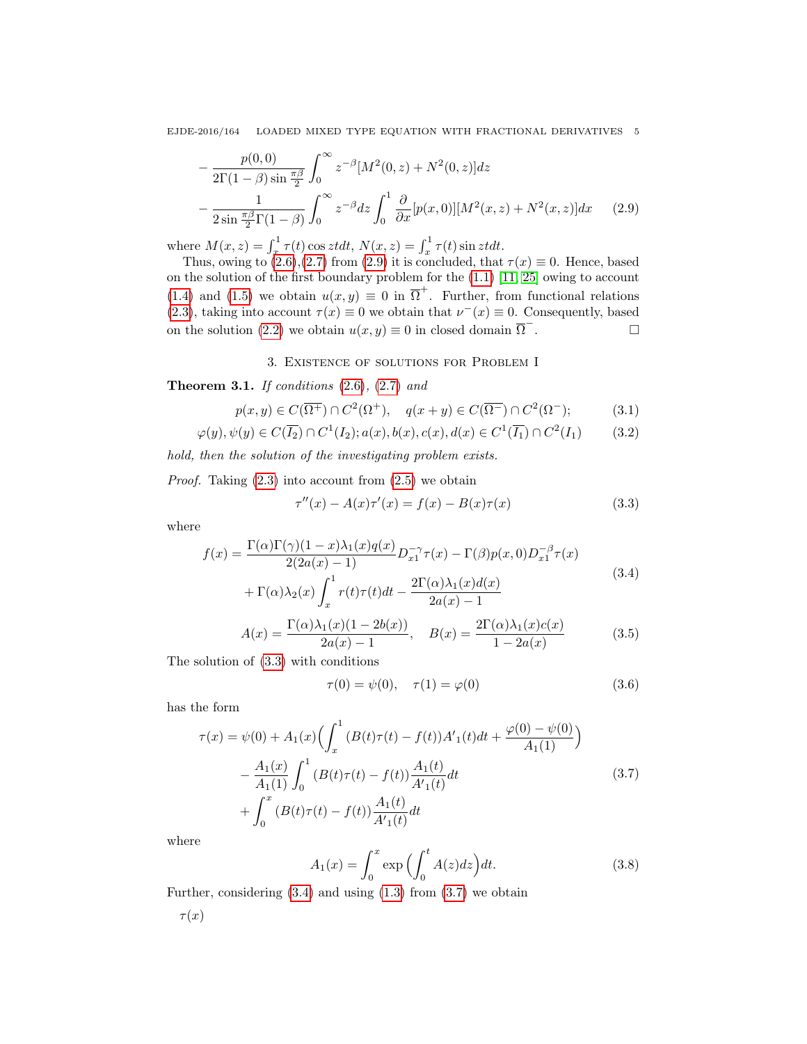$$
\begin{aligned}
&-\frac{p(0,0)}{2\Gamma(1-\beta)\sin\frac{\pi\beta}{2}}\int_0^\infty z^{-\beta}[M^2(0,z)+N^2(0,z)]dz\\
&-\frac{1}{2\sin\frac{\pi\beta}{2}\Gamma(1-\beta)}\int_0^\infty z^{-\beta}dz\int_0^1\frac{\partial}{\partial x}[p(x,0)][M^2(x,z)+N^2(x,z)]dx
\end{aligned}
\tag{2.9}
$$

where $M(x,z)=\int_x^1\tau(t)\cos ztdt$, $N(x,z)=\int_x^1\tau(t)\sin ztdt$.

Thus, owing to (2.6),(2.7) from (2.9) it is concluded, that $\tau(x)\equiv 0$. Hence, based on the solution of the first boundary problem for the (1.1) [11, 25] owing to account (1.4) and (1.5) we obtain $u(x,y)\equiv 0$ in $\overline{\Omega}^+$. Further, from functional relations (2.3), taking into account $\tau(x)\equiv 0$ we obtain that $\nu^-(x)\equiv 0$. Consequently, based on the solution (2.2) we obtain $u(x,y)\equiv 0$ in closed domain $\overline{\Omega}^-$. $\square$

## 3. Existence of solutions for Problem I

**Theorem 3.1.** *If conditions (2.6), (2.7) and*

$$
p(x,y)\in C(\overline{\Omega^+})\cap C^2(\Omega^+),\quad q(x+y)\in C(\overline{\Omega^-})\cap C^2(\Omega^-); \tag{3.1}
$$

$$
\varphi(y),\psi(y)\in C(\overline{I_2})\cap C^1(I_2); a(x),b(x),c(x),d(x)\in C^1(\overline{I_1})\cap C^2(I_1) \tag{3.2}
$$

*hold, then the solution of the investigating problem exists.*

*Proof.* Taking (2.3) into account from (2.5) we obtain

$$
\tau''(x)-A(x)\tau'(x)=f(x)-B(x)\tau(x) \tag{3.3}
$$

where

$$
\begin{aligned}
f(x)=&\frac{\Gamma(\alpha)\Gamma(\gamma)(1-x)\lambda_1(x)q(x)}{2(2a(x)-1)}D_{x1}^{-\gamma}\tau(x)-\Gamma(\beta)p(x,0)D_{x1}^{-\beta}\tau(x)\\
&+\Gamma(\alpha)\lambda_2(x)\int_x^1 r(t)\tau(t)dt-\frac{2\Gamma(\alpha)\lambda_1(x)d(x)}{2a(x)-1}
\end{aligned}
\tag{3.4}
$$

$$
A(x)=\frac{\Gamma(\alpha)\lambda_1(x)(1-2b(x))}{2a(x)-1},\quad B(x)=\frac{2\Gamma(\alpha)\lambda_1(x)c(x)}{1-2a(x)} \tag{3.5}
$$

The solution of (3.3) with conditions

$$
\tau(0)=\psi(0),\quad \tau(1)=\varphi(0) \tag{3.6}
$$

has the form

$$
\begin{aligned}
\tau(x)=&\psi(0)+A_1(x)\Big(\int_x^1(B(t)\tau(t)-f(t))A'_1(t)dt+\frac{\varphi(0)-\psi(0)}{A_1(1)}\Big)\\
&-\frac{A_1(x)}{A_1(1)}\int_0^1(B(t)\tau(t)-f(t))\frac{A_1(t)}{A'_1(t)}dt\\
&+\int_0^x(B(t)\tau(t)-f(t))\frac{A_1(t)}{A'_1(t)}dt
\end{aligned}
\tag{3.7}
$$

where

$$
A_1(x)=\int_0^x\exp\Big(\int_0^t A(z)dz\Big)dt. \tag{3.8}
$$

Further, considering (3.4) and using (1.3) from (3.7) we obtain

$\tau(x)$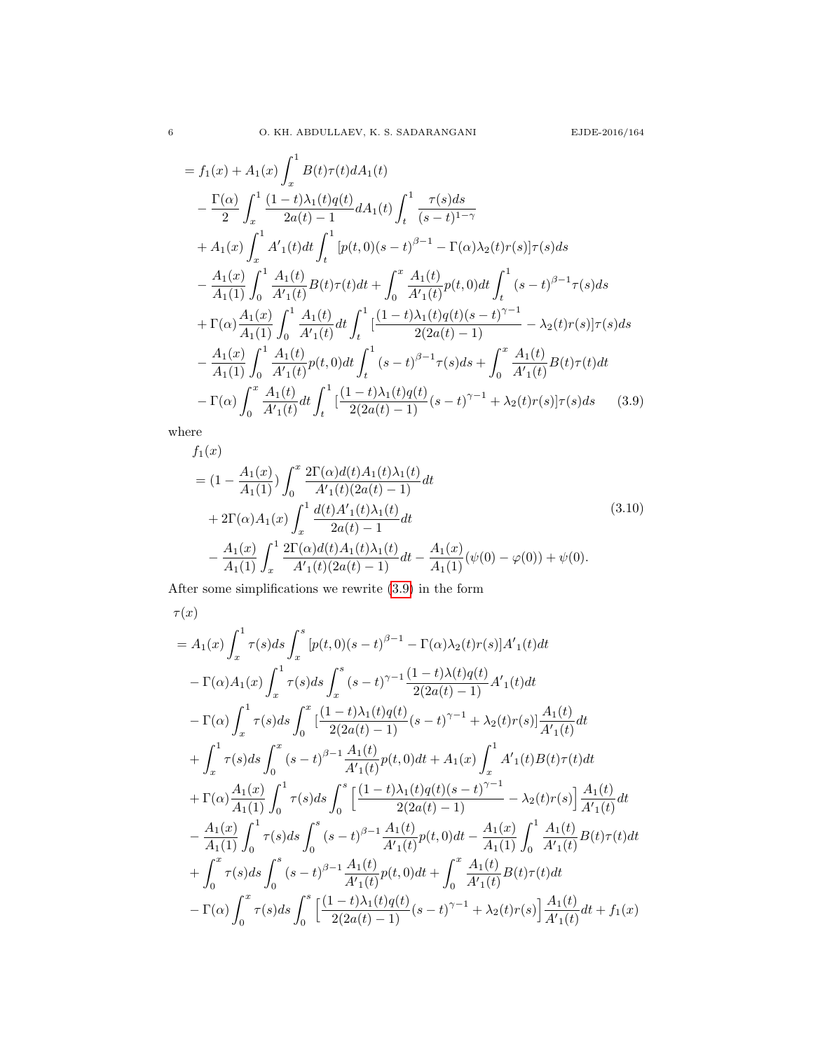$$
\begin{aligned}
&= f_1(x) + A_1(x)\int_x^1 B(t)\tau(t)dA_1(t) \\
&\quad - \frac{\Gamma(\alpha)}{2}\int_x^1 \frac{(1-t)\lambda_1(t)q(t)}{2a(t)-1}dA_1(t)\int_t^1 \frac{\tau(s)ds}{(s-t)^{1-\gamma}} \\
&\quad + A_1(x)\int_x^1 A'_1(t)dt\int_t^1 [p(t,0)(s-t)^{\beta-1} - \Gamma(\alpha)\lambda_2(t)r(s)]\tau(s)ds \\
&\quad - \frac{A_1(x)}{A_1(1)}\int_0^1 \frac{A_1(t)}{A'_1(t)}B(t)\tau(t)dt + \int_0^x \frac{A_1(t)}{A'_1(t)}p(t,0)dt\int_t^1 (s-t)^{\beta-1}\tau(s)ds \\
&\quad + \Gamma(\alpha)\frac{A_1(x)}{A_1(1)}\int_0^1 \frac{A_1(t)}{A'_1(t)}dt\int_t^1 [\frac{(1-t)\lambda_1(t)q(t)(s-t)^{\gamma-1}}{2(2a(t)-1)} - \lambda_2(t)r(s)]\tau(s)ds \\
&\quad - \frac{A_1(x)}{A_1(1)}\int_0^1 \frac{A_1(t)}{A'_1(t)}p(t,0)dt\int_t^1 (s-t)^{\beta-1}\tau(s)ds + \int_0^x \frac{A_1(t)}{A'_1(t)}B(t)\tau(t)dt \\
&\quad - \Gamma(\alpha)\int_0^x \frac{A_1(t)}{A'_1(t)}dt\int_t^1 [\frac{(1-t)\lambda_1(t)q(t)}{2(2a(t)-1)}(s-t)^{\gamma-1} + \lambda_2(t)r(s)]\tau(s)ds
\end{aligned}
\tag{3.9}
$$

where

$$
\begin{aligned}
&f_1(x) \\
&= (1-\frac{A_1(x)}{A_1(1)})\int_0^x \frac{2\Gamma(\alpha)d(t)A_1(t)\lambda_1(t)}{A'_1(t)(2a(t)-1)}dt \\
&\quad + 2\Gamma(\alpha)A_1(x)\int_x^1 \frac{d(t)A'_1(t)\lambda_1(t)}{2a(t)-1}dt \\
&\quad - \frac{A_1(x)}{A_1(1)}\int_x^1 \frac{2\Gamma(\alpha)d(t)A_1(t)\lambda_1(t)}{A'_1(t)(2a(t)-1)}dt - \frac{A_1(x)}{A_1(1)}(\psi(0)-\varphi(0)) + \psi(0).
\end{aligned}
\tag{3.10}
$$

After some simplifications we rewrite (3.9) in the form

$$
\begin{aligned}
&\tau(x) \\
&= A_1(x)\int_x^1 \tau(s)ds\int_x^s [p(t,0)(s-t)^{\beta-1} - \Gamma(\alpha)\lambda_2(t)r(s)]A'_1(t)dt \\
&\quad - \Gamma(\alpha)A_1(x)\int_x^1 \tau(s)ds\int_x^s (s-t)^{\gamma-1}\frac{(1-t)\lambda(t)q(t)}{2(2a(t)-1)}A'_1(t)dt \\
&\quad - \Gamma(\alpha)\int_x^1 \tau(s)ds\int_0^x [\frac{(1-t)\lambda_1(t)q(t)}{2(2a(t)-1)}(s-t)^{\gamma-1} + \lambda_2(t)r(s)]\frac{A_1(t)}{A'_1(t)}dt \\
&\quad + \int_x^1 \tau(s)ds\int_0^x (s-t)^{\beta-1}\frac{A_1(t)}{A'_1(t)}p(t,0)dt + A_1(x)\int_x^1 A'_1(t)B(t)\tau(t)dt \\
&\quad + \Gamma(\alpha)\frac{A_1(x)}{A_1(1)}\int_0^1 \tau(s)ds\int_0^s \Big[\frac{(1-t)\lambda_1(t)q(t)(s-t)^{\gamma-1}}{2(2a(t)-1)} - \lambda_2(t)r(s)\Big]\frac{A_1(t)}{A'_1(t)}dt \\
&\quad - \frac{A_1(x)}{A_1(1)}\int_0^1 \tau(s)ds\int_0^s (s-t)^{\beta-1}\frac{A_1(t)}{A'_1(t)}p(t,0)dt - \frac{A_1(x)}{A_1(1)}\int_0^1 \frac{A_1(t)}{A'_1(t)}B(t)\tau(t)dt \\
&\quad + \int_0^x \tau(s)ds\int_0^s (s-t)^{\beta-1}\frac{A_1(t)}{A'_1(t)}p(t,0)dt + \int_0^x \frac{A_1(t)}{A'_1(t)}B(t)\tau(t)dt \\
&\quad - \Gamma(\alpha)\int_0^x \tau(s)ds\int_0^s \Big[\frac{(1-t)\lambda_1(t)q(t)}{2(2a(t)-1)}(s-t)^{\gamma-1} + \lambda_2(t)r(s)\Big]\frac{A_1(t)}{A'_1(t)}dt + f_1(x)
\end{aligned}
$$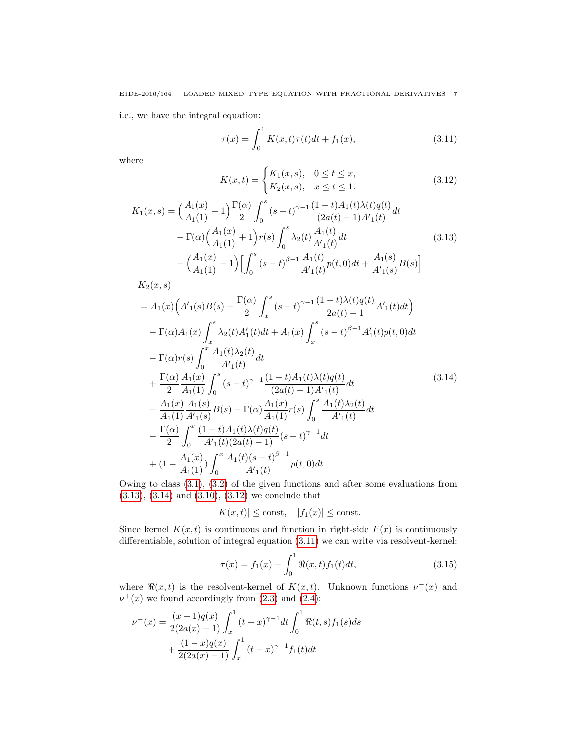i.e., we have the integral equation:

$$\tau(x) = \int_0^1 K(x,t)\tau(t)dt + f_1(x), \tag{3.11}$$

where

$$K(x,t) = \begin{cases} K_1(x,s), & 0 \le t \le x, \\ K_2(x,s), & x \le t \le 1. \end{cases} \tag{3.12}$$

$$\begin{aligned} K_1(x,s) &= \Big(\frac{A_1(x)}{A_1(1)} - 1\Big)\frac{\Gamma(\alpha)}{2}\int_0^s (s-t)^{\gamma-1}\frac{(1-t)A_1(t)\lambda(t)q(t)}{(2a(t)-1)A'_1(t)}dt \\ &\quad - \Gamma(\alpha)\Big(\frac{A_1(x)}{A_1(1)} + 1\Big)r(s)\int_0^s \lambda_2(t)\frac{A_1(t)}{A'_1(t)}dt \\ &\quad - \Big(\frac{A_1(x)}{A_1(1)} - 1\Big)\Big[\int_0^s (s-t)^{\beta-1}\frac{A_1(t)}{A'_1(t)}p(t,0)dt + \frac{A_1(s)}{A'_1(s)}B(s)\Big] \end{aligned} \tag{3.13}$$

$$\begin{aligned} &K_2(x,s) \\ &= A_1(x)\Big(A'_1(s)B(s) - \frac{\Gamma(\alpha)}{2}\int_x^s (s-t)^{\gamma-1}\frac{(1-t)\lambda(t)q(t)}{2a(t)-1}A'_1(t)dt\Big) \\ &\quad - \Gamma(\alpha)A_1(x)\int_x^s \lambda_2(t)A'_1(t)dt + A_1(x)\int_x^s (s-t)^{\beta-1}A'_1(t)p(t,0)dt \\ &\quad - \Gamma(\alpha)r(s)\int_0^x \frac{A_1(t)\lambda_2(t)}{A'_1(t)}dt \\ &\quad + \frac{\Gamma(\alpha)}{2}\frac{A_1(x)}{A_1(1)}\int_0^s (s-t)^{\gamma-1}\frac{(1-t)A_1(t)\lambda(t)q(t)}{(2a(t)-1)A'_1(t)}dt \\ &\quad - \frac{A_1(x)}{A_1(1)}\frac{A_1(s)}{A'_1(s)}B(s) - \Gamma(\alpha)\frac{A_1(x)}{A_1(1)}r(s)\int_0^s \frac{A_1(t)\lambda_2(t)}{A'_1(t)}dt \\ &\quad - \frac{\Gamma(\alpha)}{2}\int_0^x \frac{(1-t)A_1(t)\lambda(t)q(t)}{A'_1(t)(2a(t)-1)}(s-t)^{\gamma-1}dt \\ &\quad + (1 - \frac{A_1(x)}{A_1(1)})\int_0^x \frac{A_1(t)(s-t)^{\beta-1}}{A'_1(t)}p(t,0)dt. \end{aligned} \tag{3.14}$$

Owing to class (3.1), (3.2) of the given functions and after some evaluations from (3.13), (3.14) and (3.10), (3.12) we conclude that

$$|K(x,t)| \le \text{const}, \quad |f_1(x)| \le \text{const}.$$

Since kernel $K(x,t)$ is continuous and function in right-side $F(x)$ is continuously differentiable, solution of integral equation (3.11) we can write via resolvent-kernel:

$$\tau(x) = f_1(x) - \int_0^1 \Re(x,t)f_1(t)dt, \tag{3.15}$$

where $\Re(x,t)$ is the resolvent-kernel of $K(x,t)$. Unknown functions $\nu^-(x)$ and $\nu^+(x)$ we found accordingly from (2.3) and (2.4):

$$\begin{aligned} \nu^-(x) &= \frac{(x-1)q(x)}{2(2a(x)-1)}\int_x^1 (t-x)^{\gamma-1}dt\int_0^1 \Re(t,s)f_1(s)ds \\ &\quad + \frac{(1-x)q(x)}{2(2a(x)-1)}\int_x^1 (t-x)^{\gamma-1}f_1(t)dt \end{aligned}$$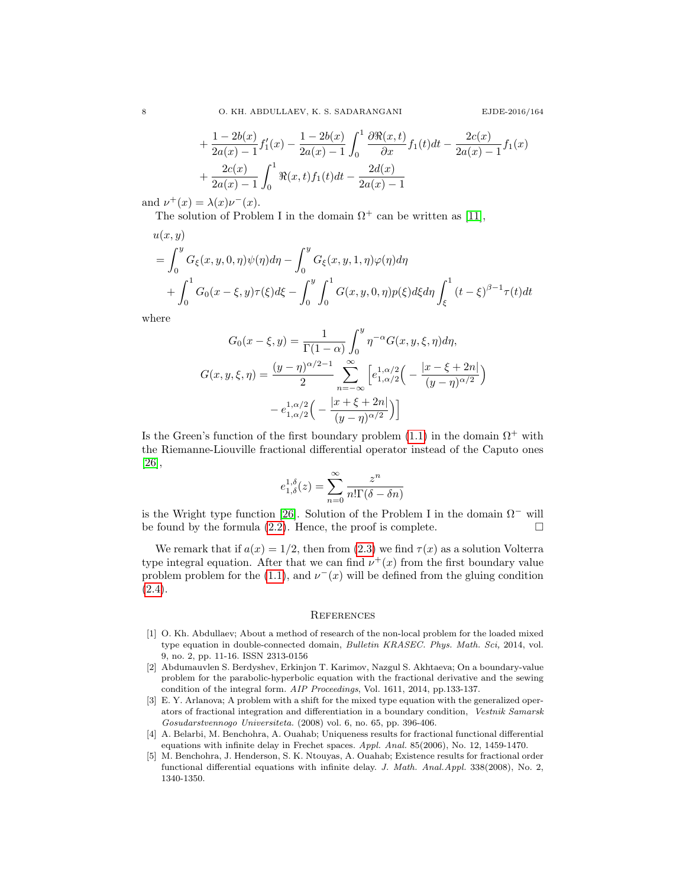$$
+\frac{1-2b(x)}{2a(x)-1}f_1'(x)-\frac{1-2b(x)}{2a(x)-1}\int_0^1\frac{\partial\Re(x,t)}{\partial x}f_1(t)dt-\frac{2c(x)}{2a(x)-1}f_1(x)
$$
$$
+\frac{2c(x)}{2a(x)-1}\int_0^1\Re(x,t)f_1(t)dt-\frac{2d(x)}{2a(x)-1}
$$

and $\nu^+(x)=\lambda(x)\nu^-(x)$.

The solution of Problem I in the domain $\Omega^+$ can be written as [11],

$$
\begin{aligned}
&u(x,y)\\
&=\int_0^y G_\xi(x,y,0,\eta)\psi(\eta)d\eta-\int_0^y G_\xi(x,y,1,\eta)\varphi(\eta)d\eta\\
&\quad+\int_0^1 G_0(x-\xi,y)\tau(\xi)d\xi-\int_0^y\int_0^1 G(x,y,0,\eta)p(\xi)d\xi d\eta\int_\xi^1(t-\xi)^{\beta-1}\tau(t)dt
\end{aligned}
$$

where

$$
G_0(x-\xi,y)=\frac{1}{\Gamma(1-\alpha)}\int_0^y\eta^{-\alpha}G(x,y,\xi,\eta)d\eta,
$$
$$
\begin{aligned}
G(x,y,\xi,\eta)=\frac{(y-\eta)^{\alpha/2-1}}{2}\sum_{n=-\infty}^{\infty}\Big[&e^{1,\alpha/2}_{1,\alpha/2}\Big(-\frac{|x-\xi+2n|}{(y-\eta)^{\alpha/2}}\Big)\\
&-e^{1,\alpha/2}_{1,\alpha/2}\Big(-\frac{|x+\xi+2n|}{(y-\eta)^{\alpha/2}}\Big)\Big]
\end{aligned}
$$

Is the Green's function of the first boundary problem (1.1) in the domain $\Omega^+$ with the Riemanne-Liouville fractional differential operator instead of the Caputo ones [26],

$$
e^{1,\delta}_{1,\delta}(z)=\sum_{n=0}^{\infty}\frac{z^n}{n!\Gamma(\delta-\delta n)}
$$

is the Wright type function [26]. Solution of the Problem I in the domain $\Omega^-$ will be found by the formula (2.2). Hence, the proof is complete. $\square$

We remark that if $a(x)=1/2$, then from (2.3) we find $\tau(x)$ as a solution Volterra type integral equation. After that we can find $\nu^+(x)$ from the first boundary value problem problem for the (1.1), and $\nu^-(x)$ will be defined from the gluing condition (2.4).

## References

[1] O. Kh. Abdullaev; About a method of research of the non-local problem for the loaded mixed type equation in double-connected domain, *Bulletin KRASEC. Phys. Math. Sci,* 2014, vol. 9, no. 2, pp. 11-16. ISSN 2313-0156

[2] Abdumauvlen S. Berdyshev, Erkinjon T. Karimov, Nazgul S. Akhtaeva; On a boundary-value problem for the parabolic-hyperbolic equation with the fractional derivative and the sewing condition of the integral form. *AIP Proceedings*, Vol. 1611, 2014, pp.133-137.

[3] E. Y. Arlanova; A problem with a shift for the mixed type equation with the generalized operators of fractional integration and differentiation in a boundary condition, *Vestnik Samarsk Gosudarstvennogo Universiteta.* (2008) vol. 6, no. 65, pp. 396-406.

[4] A. Belarbi, M. Benchohra, A. Ouahab; Uniqueness results for fractional functional differential equations with infinite delay in Frechet spaces. *Appl. Anal.* 85(2006), No. 12, 1459-1470.

[5] M. Benchohra, J. Henderson, S. K. Ntouyas, A. Ouahab; Existence results for fractional order functional differential equations with infinite delay. *J. Math. Anal.Appl.* 338(2008), No. 2, 1340-1350.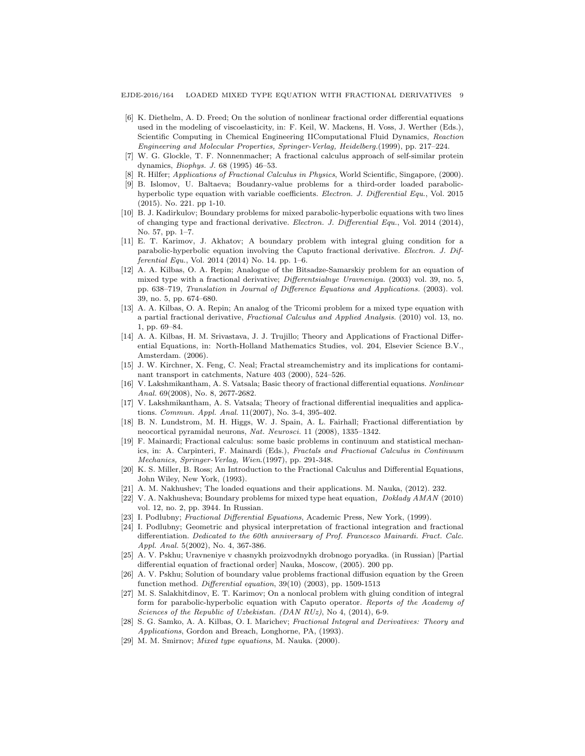[6] K. Diethelm, A. D. Freed; On the solution of nonlinear fractional order differential equations used in the modeling of viscoelasticity, in: F. Keil, W. Mackens, H. Voss, J. Werther (Eds.), Scientific Computing in Chemical Engineering IIComputational Fluid Dynamics, *Reaction Engineering and Molecular Properties, Springer-Verlag, Heidelberg.*(1999), pp. 217–224.

[7] W. G. Glockle, T. F. Nonnenmacher; A fractional calculus approach of self-similar protein dynamics, *Biophys. J.* 68 (1995) 46–53.

[8] R. Hilfer; *Applications of Fractional Calculus in Physics*, World Scientific, Singapore, (2000).

[9] B. Islomov, U. Baltaeva; Boudanry-value problems for a third-order loaded parabolic-hyperbolic type equation with variable coefficients. *Electron. J. Differential Equ.*, Vol. 2015 (2015). No. 221. pp 1-10.

[10] B. J. Kadirkulov; Boundary problems for mixed parabolic-hyperbolic equations with two lines of changing type and fractional derivative. *Electron. J. Differential Equ.*, Vol. 2014 (2014), No. 57, pp. 1–7.

[11] E. T. Karimov, J. Akhatov; A boundary problem with integral gluing condition for a parabolic-hyperbolic equation involving the Caputo fractional derivative. *Electron. J. Differential Equ.*, Vol. 2014 (2014) No. 14. pp. 1–6.

[12] A. A. Kilbas, O. A. Repin; Analogue of the Bitsadze-Samarskiy problem for an equation of mixed type with a fractional derivative; *Differentsialnye Uravneniya.* (2003) vol. 39, no. 5, pp. 638–719, *Translation in Journal of Difference Equations and Applications.* (2003). vol. 39, no. 5, pp. 674–680.

[13] A. A. Kilbas, O. A. Repin; An analog of the Tricomi problem for a mixed type equation with a partial fractional derivative, *Fractional Calculus and Applied Analysis.* (2010) vol. 13, no. 1, pp. 69–84.

[14] A. A. Kilbas, H. M. Srivastava, J. J. Trujillo; Theory and Applications of Fractional Differential Equations, in: North-Holland Mathematics Studies, vol. 204, Elsevier Science B.V., Amsterdam. (2006).

[15] J. W. Kirchner, X. Feng, C. Neal; Fractal streamchemistry and its implications for contaminant transport in catchments, Nature 403 (2000), 524–526.

[16] V. Lakshmikantham, A. S. Vatsala; Basic theory of fractional differential equations. *Nonlinear Anal.* 69(2008), No. 8, 2677-2682.

[17] V. Lakshmikantham, A. S. Vatsala; Theory of fractional differential inequalities and applications. *Commun. Appl. Anal.* 11(2007), No. 3-4, 395-402.

[18] B. N. Lundstrom, M. H. Higgs, W. J. Spain, A. L. Fairhall; Fractional differentiation by neocortical pyramidal neurons, *Nat. Neurosci.* 11 (2008), 1335–1342.

[19] F. Mainardi; Fractional calculus: some basic problems in continuum and statistical mechanics, in: A. Carpinteri, F. Mainardi (Eds.), *Fractals and Fractional Calculus in Continuum Mechanics, Springer-Verlag, Wien.*(1997), pp. 291-348.

[20] K. S. Miller, B. Ross; An Introduction to the Fractional Calculus and Differential Equations, John Wiley, New York, (1993).

[21] A. M. Nakhushev; The loaded equations and their applications. M. Nauka, (2012). 232.

[22] V. A. Nakhusheva; Boundary problems for mixed type heat equation, *Doklady AMAN* (2010) vol. 12, no. 2, pp. 3944. In Russian.

[23] I. Podlubny; *Fractional Differential Equations*, Academic Press, New York, (1999).

[24] I. Podlubny; Geometric and physical interpretation of fractional integration and fractional differentiation. *Dedicated to the 60th anniversary of Prof. Francesco Mainardi. Fract. Calc. Appl. Anal.* 5(2002), No. 4, 367-386.

[25] A. V. Pskhu; Uravneniye v chasnykh proizvodnykh drobnogo poryadka. (in Russian) [Partial differential equation of fractional order] Nauka, Moscow, (2005). 200 pp.

[26] A. V. Pskhu; Solution of boundary value problems fractional diffusion equation by the Green function method. *Differential equation*, 39(10) (2003), pp. 1509-1513

[27] M. S. Salakhitdinov, E. T. Karimov; On a nonlocal problem with gluing condition of integral form for parabolic-hyperbolic equation with Caputo operator. *Reports of the Academy of Sciences of the Republic of Uzbekistan. (DAN RUz)*, No 4, (2014), 6-9.

[28] S. G. Samko, A. A. Kilbas, O. I. Marichev; *Fractional Integral and Derivatives: Theory and Applications*, Gordon and Breach, Longhorne, PA, (1993).

[29] M. M. Smirnov; *Mixed type equations*, M. Nauka. (2000).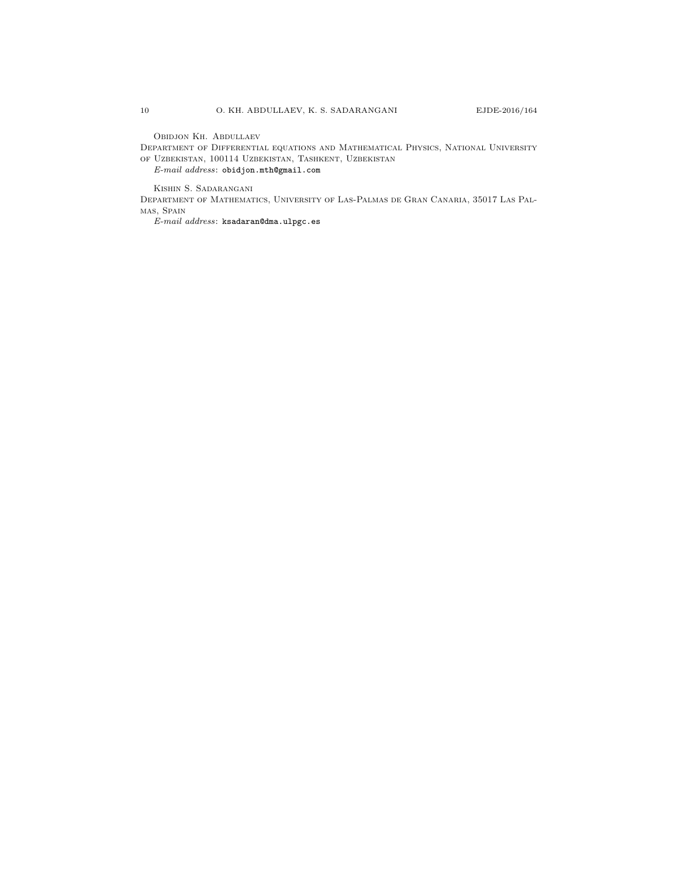Obidjon Kh. Abdullaev

Department of Differential equations and Mathematical Physics, National University of Uzbekistan, 100114 Uzbekistan, Tashkent, Uzbekistan

*E-mail address*: obidjon.mth@gmail.com

Kishin S. Sadarangani

Department of Mathematics, University of Las-Palmas de Gran Canaria, 35017 Las Palmas, Spain

*E-mail address*: ksadaran@dma.ulpgc.es